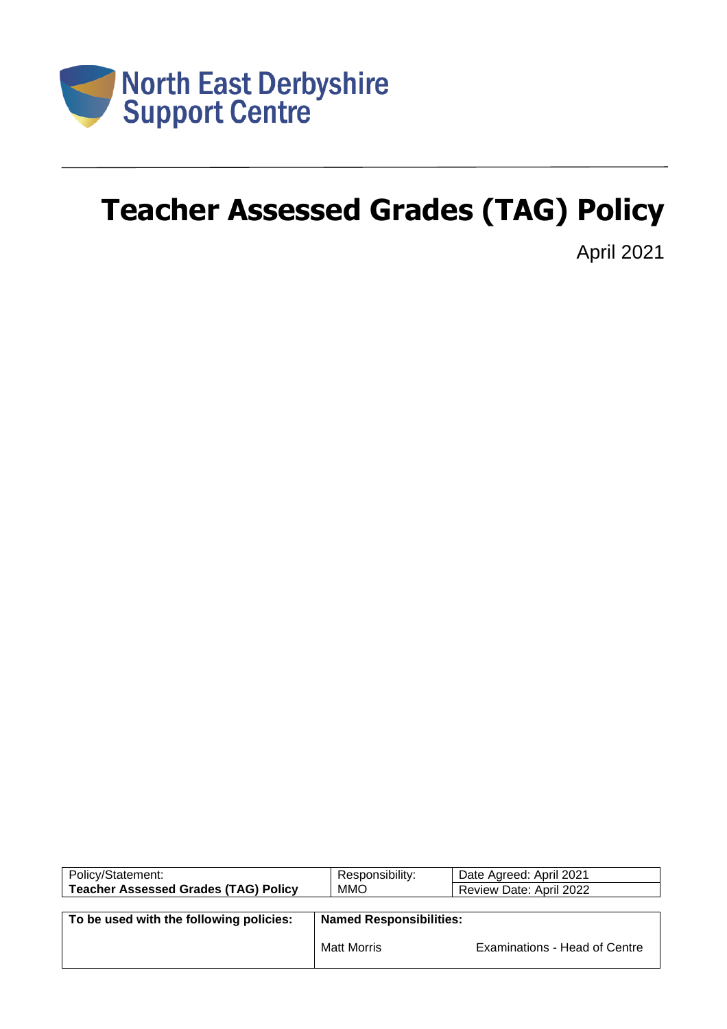North East Derbyshire Support Centre

# Teacher Assessed Grades (TAG) Policy

April 2021

| Policy/Statement: | Responsibility: | Date Agreed: April 2021 |
|---|---|---|
| **Teacher Assessed Grades (TAG) Policy** | MMO | Review Date: April 2022 |

| To be used with the following policies: | Named Responsibilities: | |
|---|---|---|
| | Matt Morris | Examinations - Head of Centre |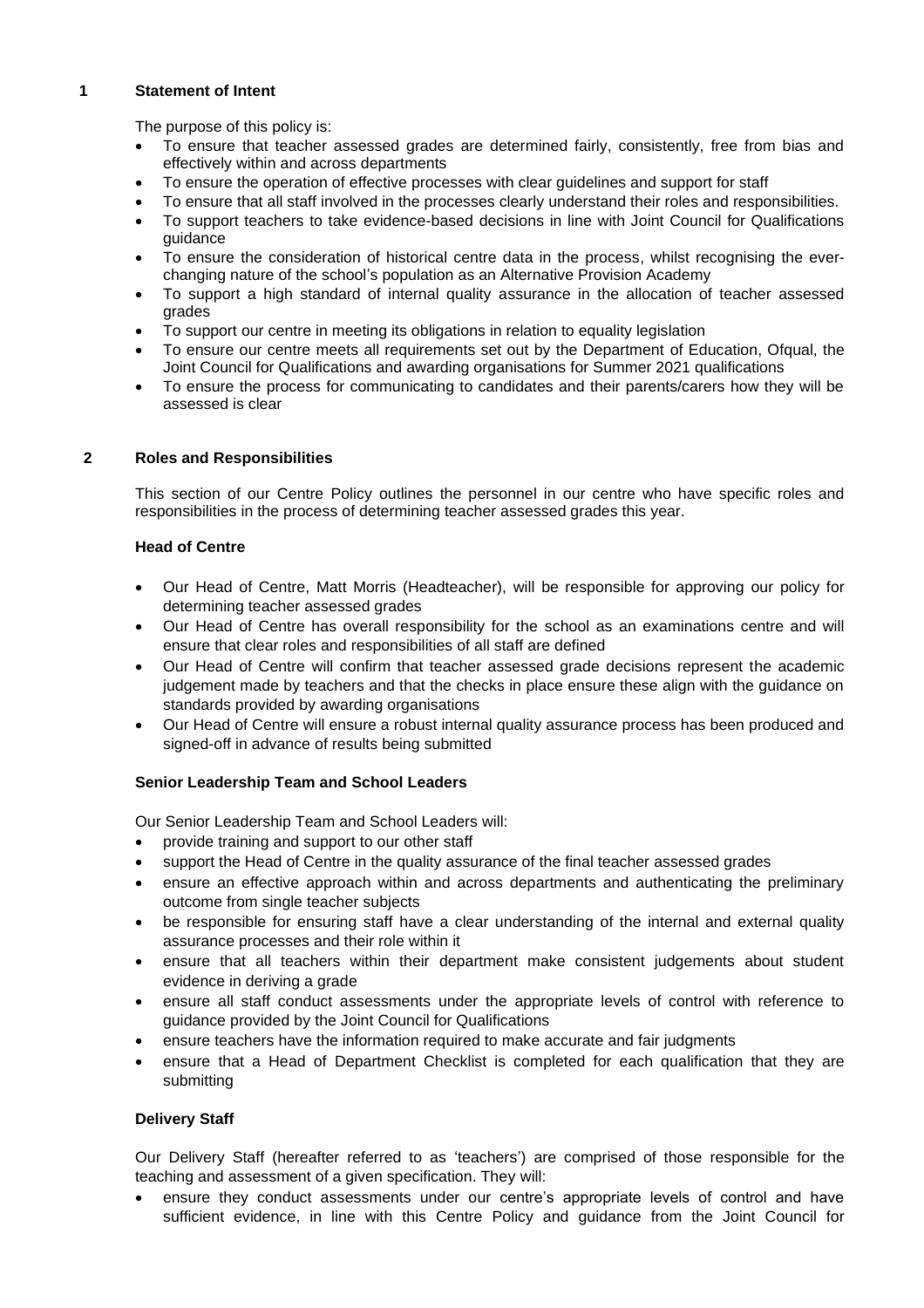## 1 Statement of Intent

The purpose of this policy is:

- To ensure that teacher assessed grades are determined fairly, consistently, free from bias and effectively within and across departments
- To ensure the operation of effective processes with clear guidelines and support for staff
- To ensure that all staff involved in the processes clearly understand their roles and responsibilities.
- To support teachers to take evidence-based decisions in line with Joint Council for Qualifications guidance
- To ensure the consideration of historical centre data in the process, whilst recognising the ever-changing nature of the school's population as an Alternative Provision Academy
- To support a high standard of internal quality assurance in the allocation of teacher assessed grades
- To support our centre in meeting its obligations in relation to equality legislation
- To ensure our centre meets all requirements set out by the Department of Education, Ofqual, the Joint Council for Qualifications and awarding organisations for Summer 2021 qualifications
- To ensure the process for communicating to candidates and their parents/carers how they will be assessed is clear

## 2 Roles and Responsibilities

This section of our Centre Policy outlines the personnel in our centre who have specific roles and responsibilities in the process of determining teacher assessed grades this year.

### Head of Centre

- Our Head of Centre, Matt Morris (Headteacher), will be responsible for approving our policy for determining teacher assessed grades
- Our Head of Centre has overall responsibility for the school as an examinations centre and will ensure that clear roles and responsibilities of all staff are defined
- Our Head of Centre will confirm that teacher assessed grade decisions represent the academic judgement made by teachers and that the checks in place ensure these align with the guidance on standards provided by awarding organisations
- Our Head of Centre will ensure a robust internal quality assurance process has been produced and signed-off in advance of results being submitted

### Senior Leadership Team and School Leaders

Our Senior Leadership Team and School Leaders will:

- provide training and support to our other staff
- support the Head of Centre in the quality assurance of the final teacher assessed grades
- ensure an effective approach within and across departments and authenticating the preliminary outcome from single teacher subjects
- be responsible for ensuring staff have a clear understanding of the internal and external quality assurance processes and their role within it
- ensure that all teachers within their department make consistent judgements about student evidence in deriving a grade
- ensure all staff conduct assessments under the appropriate levels of control with reference to guidance provided by the Joint Council for Qualifications
- ensure teachers have the information required to make accurate and fair judgments
- ensure that a Head of Department Checklist is completed for each qualification that they are submitting

### Delivery Staff

Our Delivery Staff (hereafter referred to as 'teachers') are comprised of those responsible for the teaching and assessment of a given specification. They will:

- ensure they conduct assessments under our centre's appropriate levels of control and have sufficient evidence, in line with this Centre Policy and guidance from the Joint Council for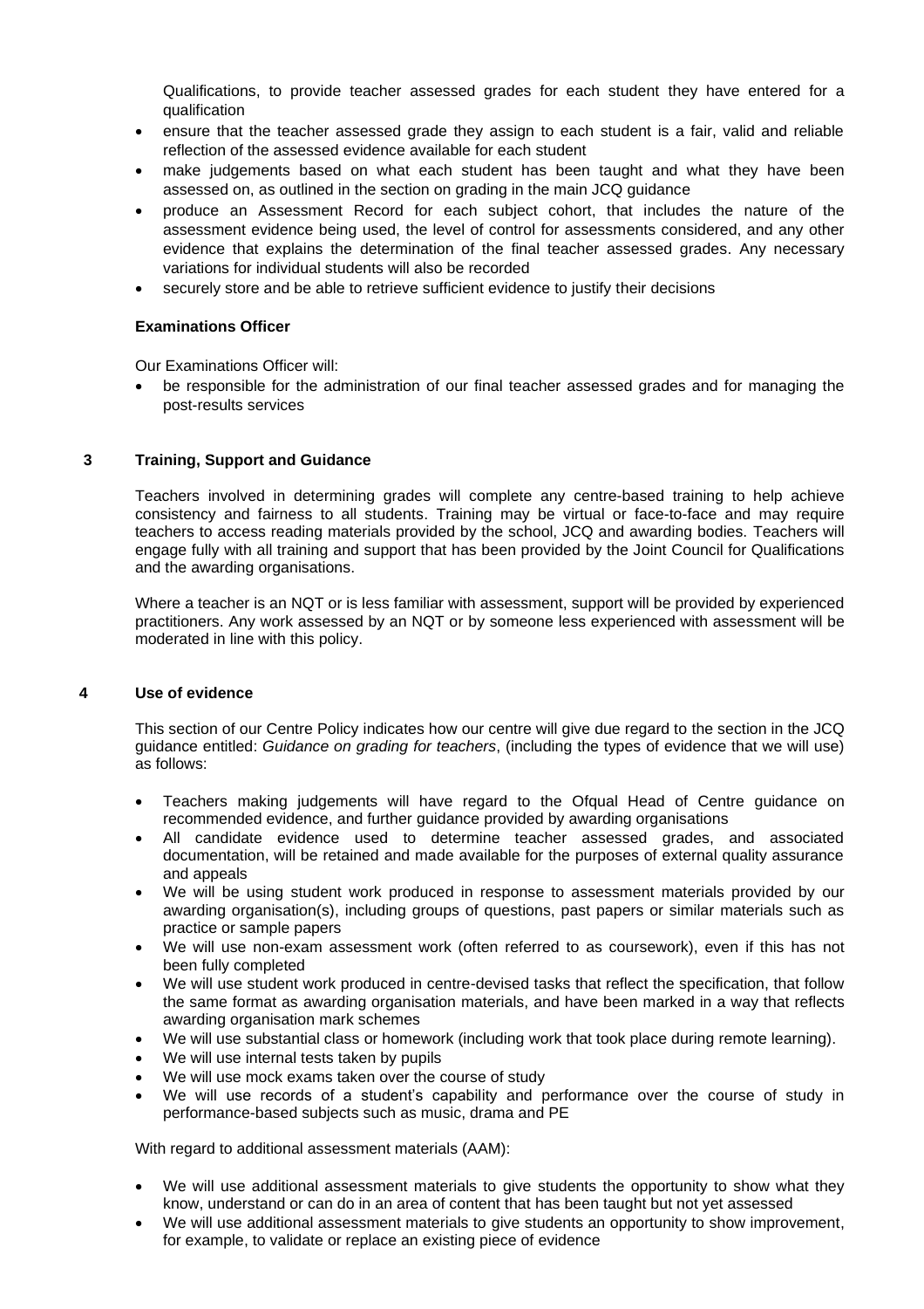Qualifications, to provide teacher assessed grades for each student they have entered for a qualification

- ensure that the teacher assessed grade they assign to each student is a fair, valid and reliable reflection of the assessed evidence available for each student
- make judgements based on what each student has been taught and what they have been assessed on, as outlined in the section on grading in the main JCQ guidance
- produce an Assessment Record for each subject cohort, that includes the nature of the assessment evidence being used, the level of control for assessments considered, and any other evidence that explains the determination of the final teacher assessed grades. Any necessary variations for individual students will also be recorded
- securely store and be able to retrieve sufficient evidence to justify their decisions

**Examinations Officer**

Our Examinations Officer will:

- be responsible for the administration of our final teacher assessed grades and for managing the post-results services

## 3 Training, Support and Guidance

Teachers involved in determining grades will complete any centre-based training to help achieve consistency and fairness to all students. Training may be virtual or face-to-face and may require teachers to access reading materials provided by the school, JCQ and awarding bodies. Teachers will engage fully with all training and support that has been provided by the Joint Council for Qualifications and the awarding organisations.

Where a teacher is an NQT or is less familiar with assessment, support will be provided by experienced practitioners. Any work assessed by an NQT or by someone less experienced with assessment will be moderated in line with this policy.

## 4 Use of evidence

This section of our Centre Policy indicates how our centre will give due regard to the section in the JCQ guidance entitled: *Guidance on grading for teachers*, (including the types of evidence that we will use) as follows:

- Teachers making judgements will have regard to the Ofqual Head of Centre guidance on recommended evidence, and further guidance provided by awarding organisations
- All candidate evidence used to determine teacher assessed grades, and associated documentation, will be retained and made available for the purposes of external quality assurance and appeals
- We will be using student work produced in response to assessment materials provided by our awarding organisation(s), including groups of questions, past papers or similar materials such as practice or sample papers
- We will use non-exam assessment work (often referred to as coursework), even if this has not been fully completed
- We will use student work produced in centre-devised tasks that reflect the specification, that follow the same format as awarding organisation materials, and have been marked in a way that reflects awarding organisation mark schemes
- We will use substantial class or homework (including work that took place during remote learning).
- We will use internal tests taken by pupils
- We will use mock exams taken over the course of study
- We will use records of a student's capability and performance over the course of study in performance-based subjects such as music, drama and PE

With regard to additional assessment materials (AAM):

- We will use additional assessment materials to give students the opportunity to show what they know, understand or can do in an area of content that has been taught but not yet assessed
- We will use additional assessment materials to give students an opportunity to show improvement, for example, to validate or replace an existing piece of evidence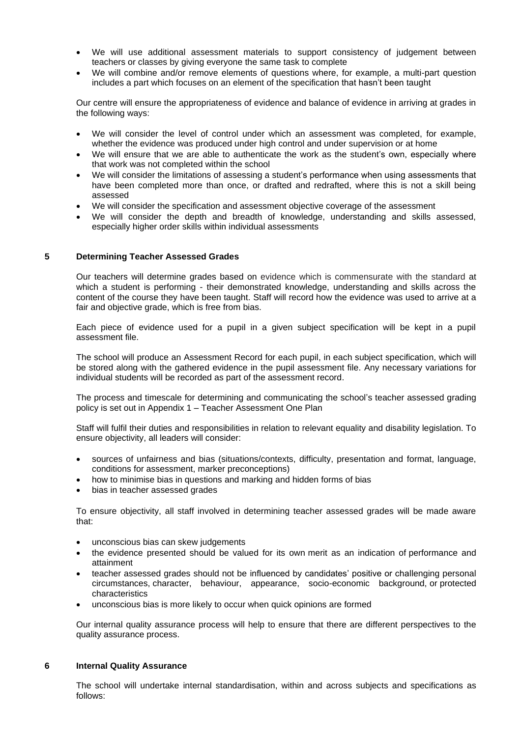- We will use additional assessment materials to support consistency of judgement between teachers or classes by giving everyone the same task to complete
- We will combine and/or remove elements of questions where, for example, a multi-part question includes a part which focuses on an element of the specification that hasn't been taught

Our centre will ensure the appropriateness of evidence and balance of evidence in arriving at grades in the following ways:

- We will consider the level of control under which an assessment was completed, for example, whether the evidence was produced under high control and under supervision or at home
- We will ensure that we are able to authenticate the work as the student's own, especially where that work was not completed within the school
- We will consider the limitations of assessing a student's performance when using assessments that have been completed more than once, or drafted and redrafted, where this is not a skill being assessed
- We will consider the specification and assessment objective coverage of the assessment
- We will consider the depth and breadth of knowledge, understanding and skills assessed, especially higher order skills within individual assessments

## 5 Determining Teacher Assessed Grades

Our teachers will determine grades based on evidence which is commensurate with the standard at which a student is performing - their demonstrated knowledge, understanding and skills across the content of the course they have been taught. Staff will record how the evidence was used to arrive at a fair and objective grade, which is free from bias.

Each piece of evidence used for a pupil in a given subject specification will be kept in a pupil assessment file.

The school will produce an Assessment Record for each pupil, in each subject specification, which will be stored along with the gathered evidence in the pupil assessment file. Any necessary variations for individual students will be recorded as part of the assessment record.

The process and timescale for determining and communicating the school's teacher assessed grading policy is set out in Appendix 1 – Teacher Assessment One Plan

Staff will fulfil their duties and responsibilities in relation to relevant equality and disability legislation. To ensure objectivity, all leaders will consider:

- sources of unfairness and bias (situations/contexts, difficulty, presentation and format, language, conditions for assessment, marker preconceptions)
- how to minimise bias in questions and marking and hidden forms of bias
- bias in teacher assessed grades

To ensure objectivity, all staff involved in determining teacher assessed grades will be made aware that:

- unconscious bias can skew judgements
- the evidence presented should be valued for its own merit as an indication of performance and attainment
- teacher assessed grades should not be influenced by candidates' positive or challenging personal circumstances, character, behaviour, appearance, socio-economic background, or protected characteristics
- unconscious bias is more likely to occur when quick opinions are formed

Our internal quality assurance process will help to ensure that there are different perspectives to the quality assurance process.

## 6 Internal Quality Assurance

The school will undertake internal standardisation, within and across subjects and specifications as follows: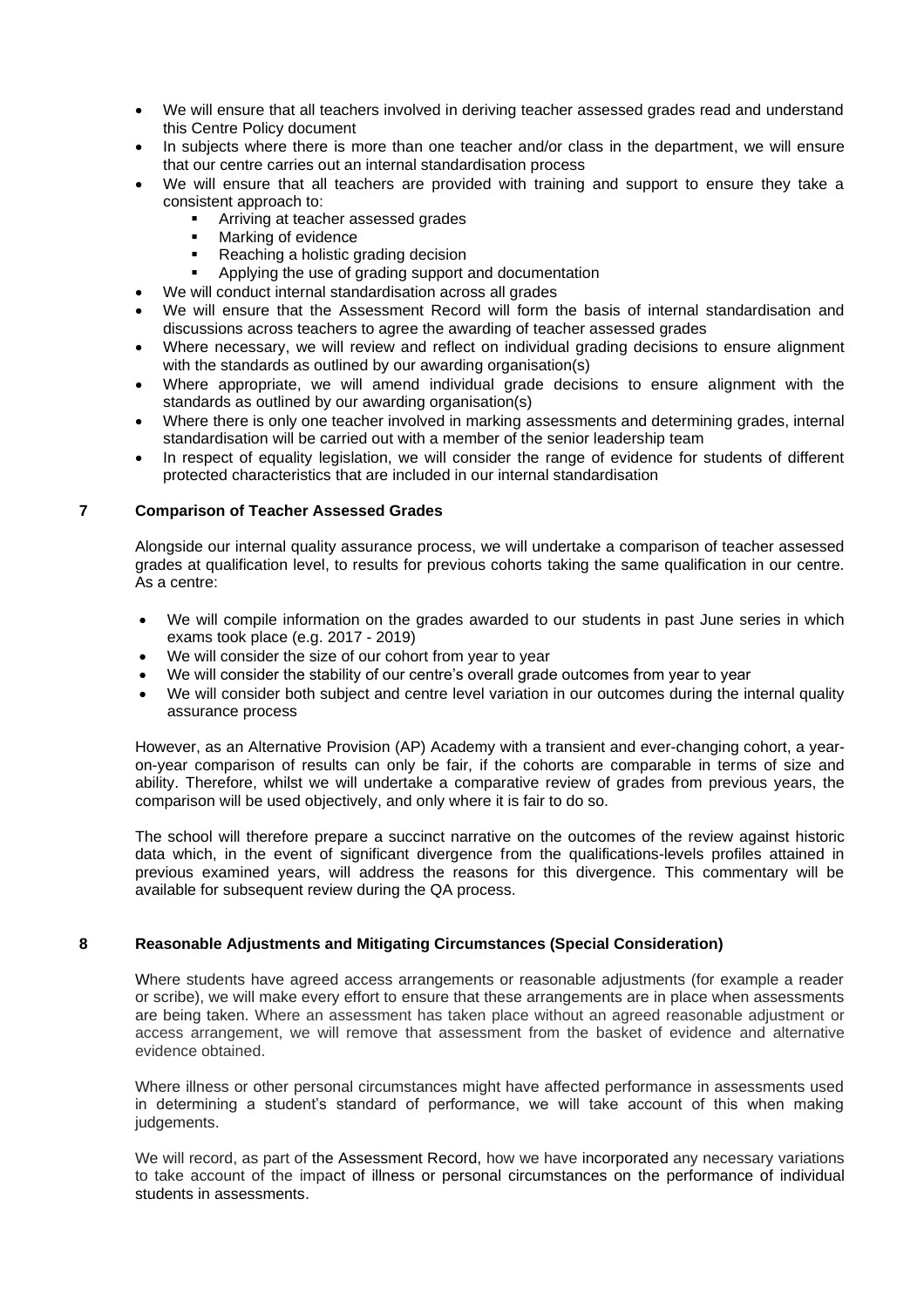- We will ensure that all teachers involved in deriving teacher assessed grades read and understand this Centre Policy document
- In subjects where there is more than one teacher and/or class in the department, we will ensure that our centre carries out an internal standardisation process
- We will ensure that all teachers are provided with training and support to ensure they take a consistent approach to:
  - Arriving at teacher assessed grades
  - Marking of evidence
  - Reaching a holistic grading decision
  - Applying the use of grading support and documentation
- We will conduct internal standardisation across all grades
- We will ensure that the Assessment Record will form the basis of internal standardisation and discussions across teachers to agree the awarding of teacher assessed grades
- Where necessary, we will review and reflect on individual grading decisions to ensure alignment with the standards as outlined by our awarding organisation(s)
- Where appropriate, we will amend individual grade decisions to ensure alignment with the standards as outlined by our awarding organisation(s)
- Where there is only one teacher involved in marking assessments and determining grades, internal standardisation will be carried out with a member of the senior leadership team
- In respect of equality legislation, we will consider the range of evidence for students of different protected characteristics that are included in our internal standardisation

## 7 Comparison of Teacher Assessed Grades

Alongside our internal quality assurance process, we will undertake a comparison of teacher assessed grades at qualification level, to results for previous cohorts taking the same qualification in our centre. As a centre:

- We will compile information on the grades awarded to our students in past June series in which exams took place (e.g. 2017 - 2019)
- We will consider the size of our cohort from year to year
- We will consider the stability of our centre's overall grade outcomes from year to year
- We will consider both subject and centre level variation in our outcomes during the internal quality assurance process

However, as an Alternative Provision (AP) Academy with a transient and ever-changing cohort, a year-on-year comparison of results can only be fair, if the cohorts are comparable in terms of size and ability. Therefore, whilst we will undertake a comparative review of grades from previous years, the comparison will be used objectively, and only where it is fair to do so.

The school will therefore prepare a succinct narrative on the outcomes of the review against historic data which, in the event of significant divergence from the qualifications-levels profiles attained in previous examined years, will address the reasons for this divergence. This commentary will be available for subsequent review during the QA process.

## 8 Reasonable Adjustments and Mitigating Circumstances (Special Consideration)

Where students have agreed access arrangements or reasonable adjustments (for example a reader or scribe), we will make every effort to ensure that these arrangements are in place when assessments are being taken. Where an assessment has taken place without an agreed reasonable adjustment or access arrangement, we will remove that assessment from the basket of evidence and alternative evidence obtained.

Where illness or other personal circumstances might have affected performance in assessments used in determining a student's standard of performance, we will take account of this when making judgements.

We will record, as part of the Assessment Record, how we have incorporated any necessary variations to take account of the impact of illness or personal circumstances on the performance of individual students in assessments.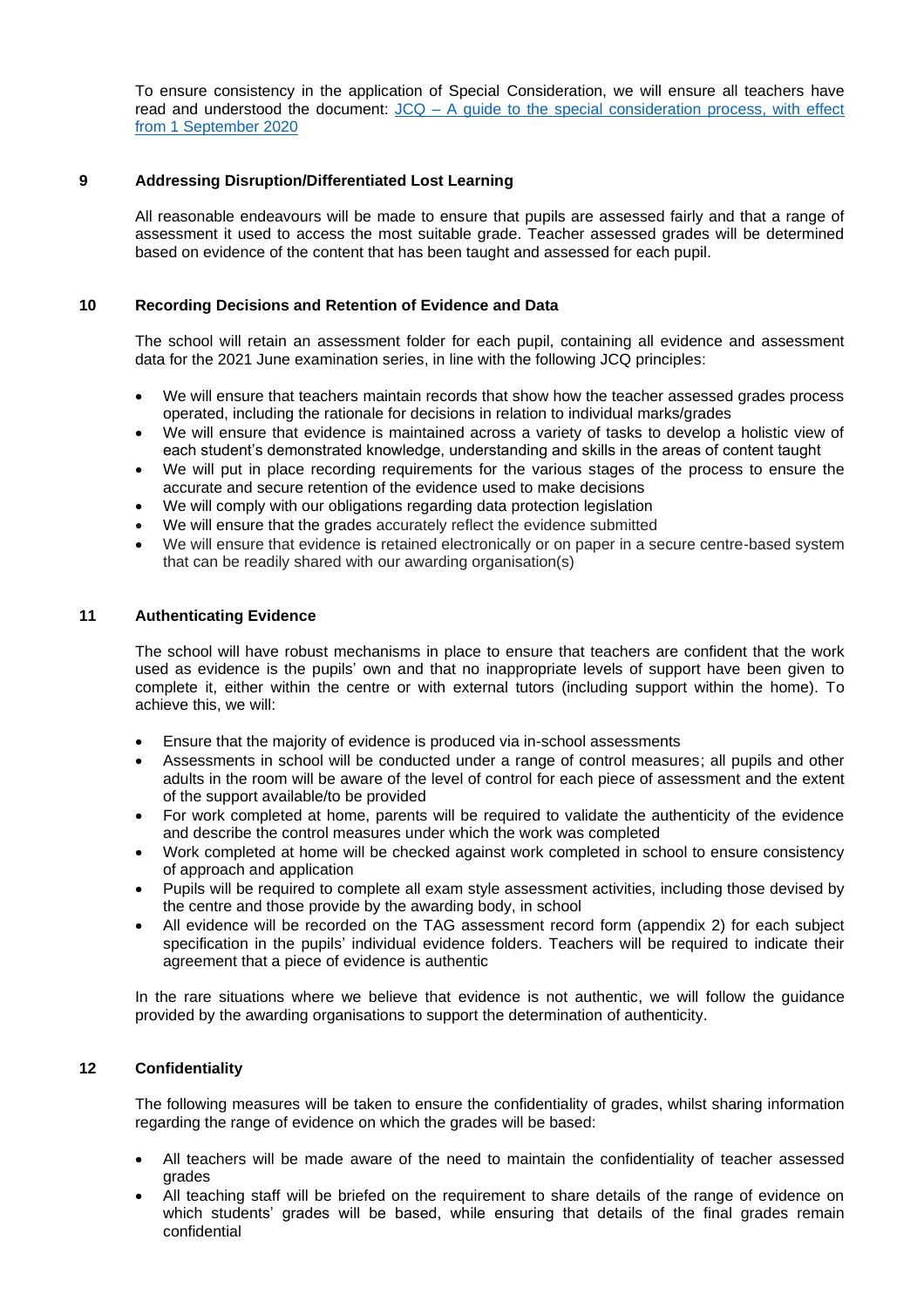To ensure consistency in the application of Special Consideration, we will ensure all teachers have read and understood the document: [JCQ – A guide to the special consideration process, with effect from 1 September 2020]

## 9 Addressing Disruption/Differentiated Lost Learning

All reasonable endeavours will be made to ensure that pupils are assessed fairly and that a range of assessment it used to access the most suitable grade. Teacher assessed grades will be determined based on evidence of the content that has been taught and assessed for each pupil.

## 10 Recording Decisions and Retention of Evidence and Data

The school will retain an assessment folder for each pupil, containing all evidence and assessment data for the 2021 June examination series, in line with the following JCQ principles:

- We will ensure that teachers maintain records that show how the teacher assessed grades process operated, including the rationale for decisions in relation to individual marks/grades
- We will ensure that evidence is maintained across a variety of tasks to develop a holistic view of each student's demonstrated knowledge, understanding and skills in the areas of content taught
- We will put in place recording requirements for the various stages of the process to ensure the accurate and secure retention of the evidence used to make decisions
- We will comply with our obligations regarding data protection legislation
- We will ensure that the grades accurately reflect the evidence submitted
- We will ensure that evidence is retained electronically or on paper in a secure centre-based system that can be readily shared with our awarding organisation(s)

## 11 Authenticating Evidence

The school will have robust mechanisms in place to ensure that teachers are confident that the work used as evidence is the pupils' own and that no inappropriate levels of support have been given to complete it, either within the centre or with external tutors (including support within the home). To achieve this, we will:

- Ensure that the majority of evidence is produced via in-school assessments
- Assessments in school will be conducted under a range of control measures; all pupils and other adults in the room will be aware of the level of control for each piece of assessment and the extent of the support available/to be provided
- For work completed at home, parents will be required to validate the authenticity of the evidence and describe the control measures under which the work was completed
- Work completed at home will be checked against work completed in school to ensure consistency of approach and application
- Pupils will be required to complete all exam style assessment activities, including those devised by the centre and those provide by the awarding body, in school
- All evidence will be recorded on the TAG assessment record form (appendix 2) for each subject specification in the pupils' individual evidence folders. Teachers will be required to indicate their agreement that a piece of evidence is authentic

In the rare situations where we believe that evidence is not authentic, we will follow the guidance provided by the awarding organisations to support the determination of authenticity.

## 12 Confidentiality

The following measures will be taken to ensure the confidentiality of grades, whilst sharing information regarding the range of evidence on which the grades will be based:

- All teachers will be made aware of the need to maintain the confidentiality of teacher assessed grades
- All teaching staff will be briefed on the requirement to share details of the range of evidence on which students' grades will be based, while ensuring that details of the final grades remain confidential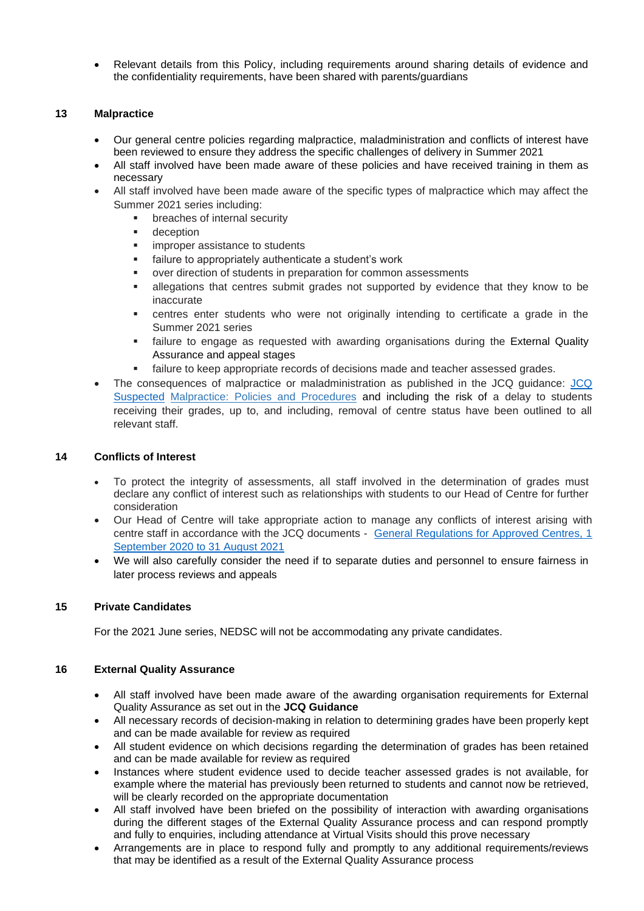- Relevant details from this Policy, including requirements around sharing details of evidence and the confidentiality requirements, have been shared with parents/guardians

## 13 Malpractice

- Our general centre policies regarding malpractice, maladministration and conflicts of interest have been reviewed to ensure they address the specific challenges of delivery in Summer 2021
- All staff involved have been made aware of these policies and have received training in them as necessary
- All staff involved have been made aware of the specific types of malpractice which may affect the Summer 2021 series including:
  - breaches of internal security
  - deception
  - improper assistance to students
  - failure to appropriately authenticate a student's work
  - over direction of students in preparation for common assessments
  - allegations that centres submit grades not supported by evidence that they know to be inaccurate
  - centres enter students who were not originally intending to certificate a grade in the Summer 2021 series
  - failure to engage as requested with awarding organisations during the External Quality Assurance and appeal stages
  - failure to keep appropriate records of decisions made and teacher assessed grades.
- The consequences of malpractice or maladministration as published in the JCQ guidance: JCQ Suspected Malpractice: Policies and Procedures and including the risk of a delay to students receiving their grades, up to, and including, removal of centre status have been outlined to all relevant staff.

## 14 Conflicts of Interest

- To protect the integrity of assessments, all staff involved in the determination of grades must declare any conflict of interest such as relationships with students to our Head of Centre for further consideration
- Our Head of Centre will take appropriate action to manage any conflicts of interest arising with centre staff in accordance with the JCQ documents - General Regulations for Approved Centres, 1 September 2020 to 31 August 2021
- We will also carefully consider the need if to separate duties and personnel to ensure fairness in later process reviews and appeals

## 15 Private Candidates

For the 2021 June series, NEDSC will not be accommodating any private candidates.

## 16 External Quality Assurance

- All staff involved have been made aware of the awarding organisation requirements for External Quality Assurance as set out in the **JCQ Guidance**
- All necessary records of decision-making in relation to determining grades have been properly kept and can be made available for review as required
- All student evidence on which decisions regarding the determination of grades has been retained and can be made available for review as required
- Instances where student evidence used to decide teacher assessed grades is not available, for example where the material has previously been returned to students and cannot now be retrieved, will be clearly recorded on the appropriate documentation
- All staff involved have been briefed on the possibility of interaction with awarding organisations during the different stages of the External Quality Assurance process and can respond promptly and fully to enquiries, including attendance at Virtual Visits should this prove necessary
- Arrangements are in place to respond fully and promptly to any additional requirements/reviews that may be identified as a result of the External Quality Assurance process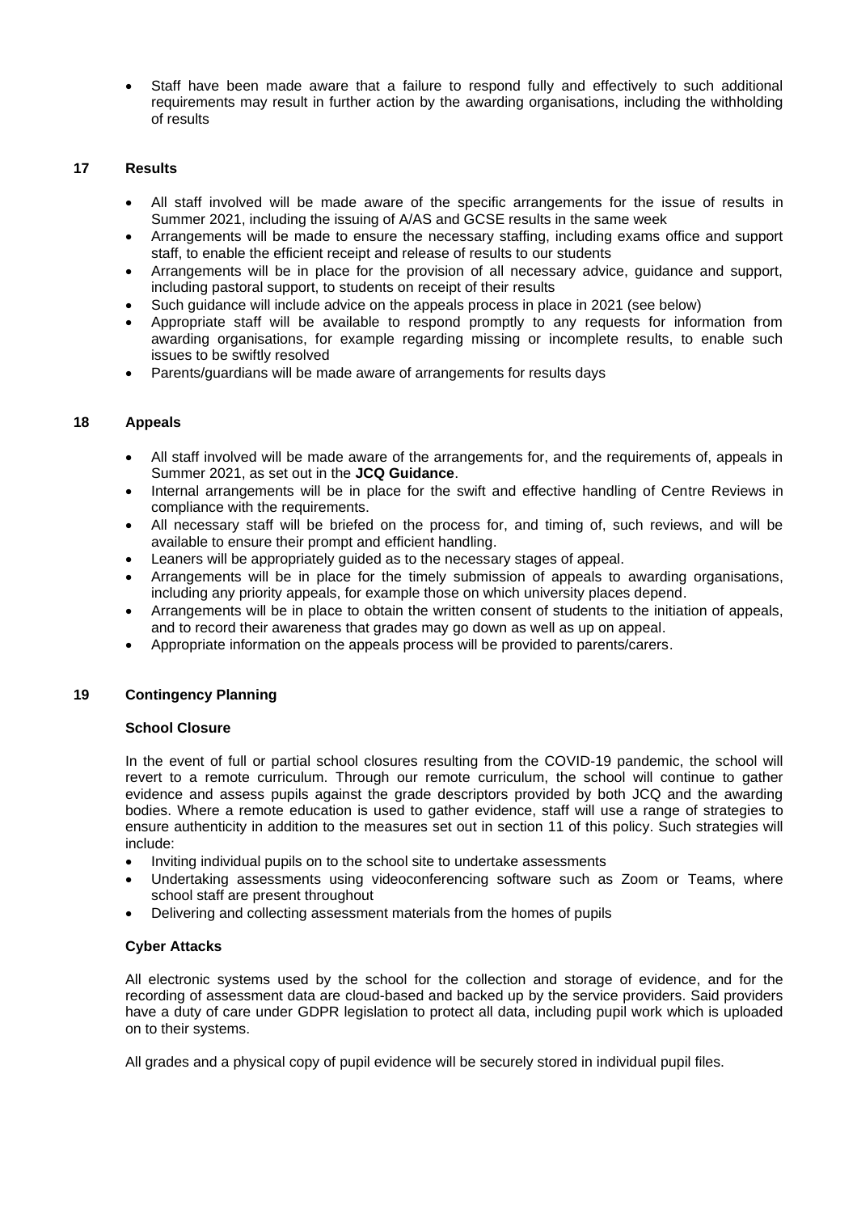- Staff have been made aware that a failure to respond fully and effectively to such additional requirements may result in further action by the awarding organisations, including the withholding of results

## 17 Results

- All staff involved will be made aware of the specific arrangements for the issue of results in Summer 2021, including the issuing of A/AS and GCSE results in the same week
- Arrangements will be made to ensure the necessary staffing, including exams office and support staff, to enable the efficient receipt and release of results to our students
- Arrangements will be in place for the provision of all necessary advice, guidance and support, including pastoral support, to students on receipt of their results
- Such guidance will include advice on the appeals process in place in 2021 (see below)
- Appropriate staff will be available to respond promptly to any requests for information from awarding organisations, for example regarding missing or incomplete results, to enable such issues to be swiftly resolved
- Parents/guardians will be made aware of arrangements for results days

## 18 Appeals

- All staff involved will be made aware of the arrangements for, and the requirements of, appeals in Summer 2021, as set out in the **JCQ Guidance**.
- Internal arrangements will be in place for the swift and effective handling of Centre Reviews in compliance with the requirements.
- All necessary staff will be briefed on the process for, and timing of, such reviews, and will be available to ensure their prompt and efficient handling.
- Leaners will be appropriately guided as to the necessary stages of appeal.
- Arrangements will be in place for the timely submission of appeals to awarding organisations, including any priority appeals, for example those on which university places depend.
- Arrangements will be in place to obtain the written consent of students to the initiation of appeals, and to record their awareness that grades may go down as well as up on appeal.
- Appropriate information on the appeals process will be provided to parents/carers.

## 19 Contingency Planning

### School Closure

In the event of full or partial school closures resulting from the COVID-19 pandemic, the school will revert to a remote curriculum. Through our remote curriculum, the school will continue to gather evidence and assess pupils against the grade descriptors provided by both JCQ and the awarding bodies. Where a remote education is used to gather evidence, staff will use a range of strategies to ensure authenticity in addition to the measures set out in section 11 of this policy. Such strategies will include:

- Inviting individual pupils on to the school site to undertake assessments
- Undertaking assessments using videoconferencing software such as Zoom or Teams, where school staff are present throughout
- Delivering and collecting assessment materials from the homes of pupils

### Cyber Attacks

All electronic systems used by the school for the collection and storage of evidence, and for the recording of assessment data are cloud-based and backed up by the service providers. Said providers have a duty of care under GDPR legislation to protect all data, including pupil work which is uploaded on to their systems.

All grades and a physical copy of pupil evidence will be securely stored in individual pupil files.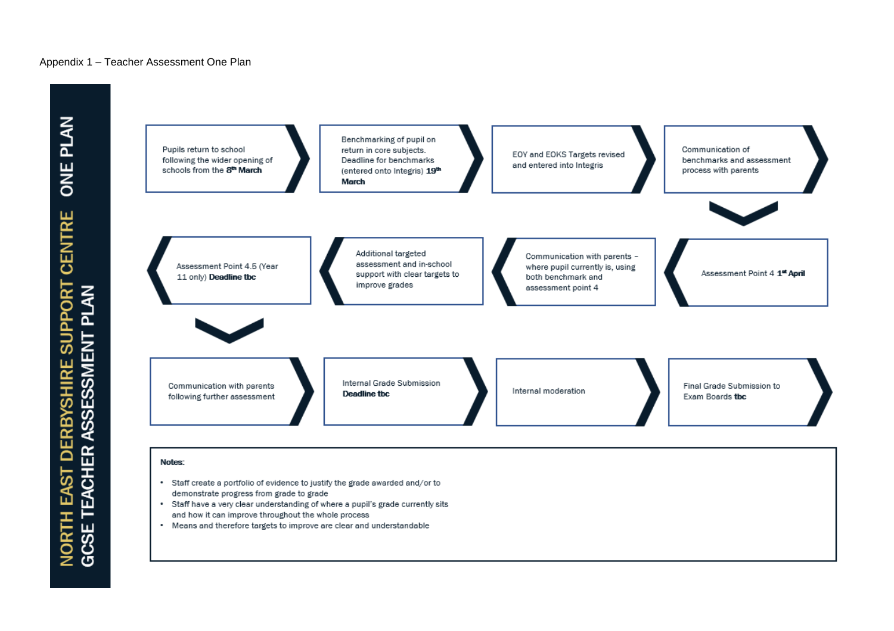Appendix 1 – Teacher Assessment One Plan

# NORTH EAST DERBYSHIRE SUPPORT CENTRE ONE PLAN

## GCSE TEACHER ASSESSMENT PLAN

1. Pupils return to school following the wider opening of schools from the 8th **March**
2. Benchmarking of pupil on return in core subjects. Deadline for benchmarks (entered onto Integris) **19th March**
3. EOY and EOKS Targets revised and entered into Integris
4. Communication of benchmarks and assessment process with parents
5. Assessment Point 4 **1st April**
6. Communication with parents – where pupil currently is, using both benchmark and assessment point 4
7. Additional targeted assessment and in-school support with clear targets to improve grades
8. Assessment Point 4.5 (Year 11 only) **Deadline tbc**
9. Communication with parents following further assessment
10. Internal Grade Submission **Deadline tbc**
11. Internal moderation
12. Final Grade Submission to Exam Boards **tbc**

**Notes:**

- Staff create a portfolio of evidence to justify the grade awarded and/or to demonstrate progress from grade to grade
- Staff have a very clear understanding of where a pupil's grade currently sits and how it can improve throughout the whole process
- Means and therefore targets to improve are clear and understandable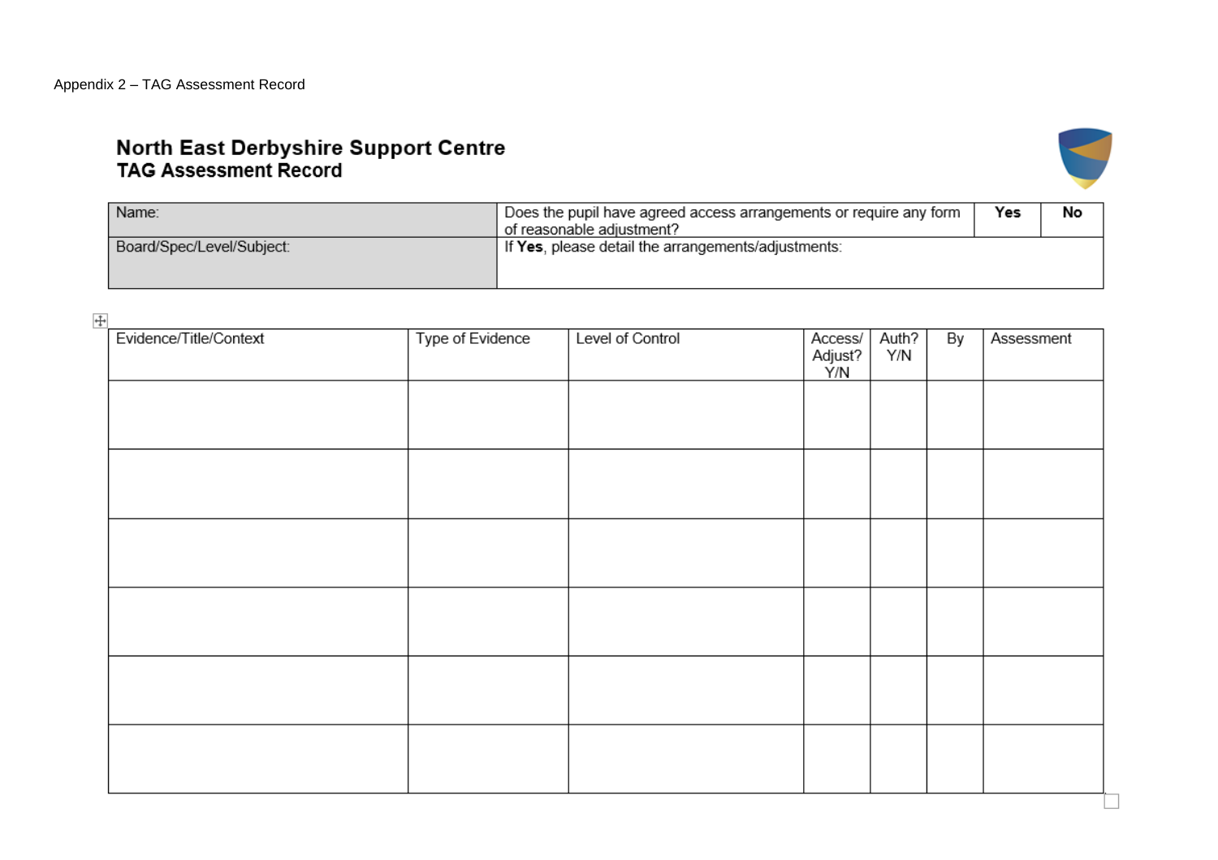Appendix 2 – TAG Assessment Record

# North East Derbyshire Support Centre
## TAG Assessment Record

| Name: | Does the pupil have agreed access arrangements or require any form of reasonable adjustment? | **Yes** | **No** |
|---|---|---|---|
| Board/Spec/Level/Subject: | If **Yes**, please detail the arrangements/adjustments: | | |

| Evidence/Title/Context | Type of Evidence | Level of Control | Access/ Adjust? Y/N | Auth? Y/N | By | Assessment |
|---|---|---|---|---|---|---|
| | | | | | | |
| | | | | | | |
| | | | | | | |
| | | | | | | |
| | | | | | | |
| | | | | | | |